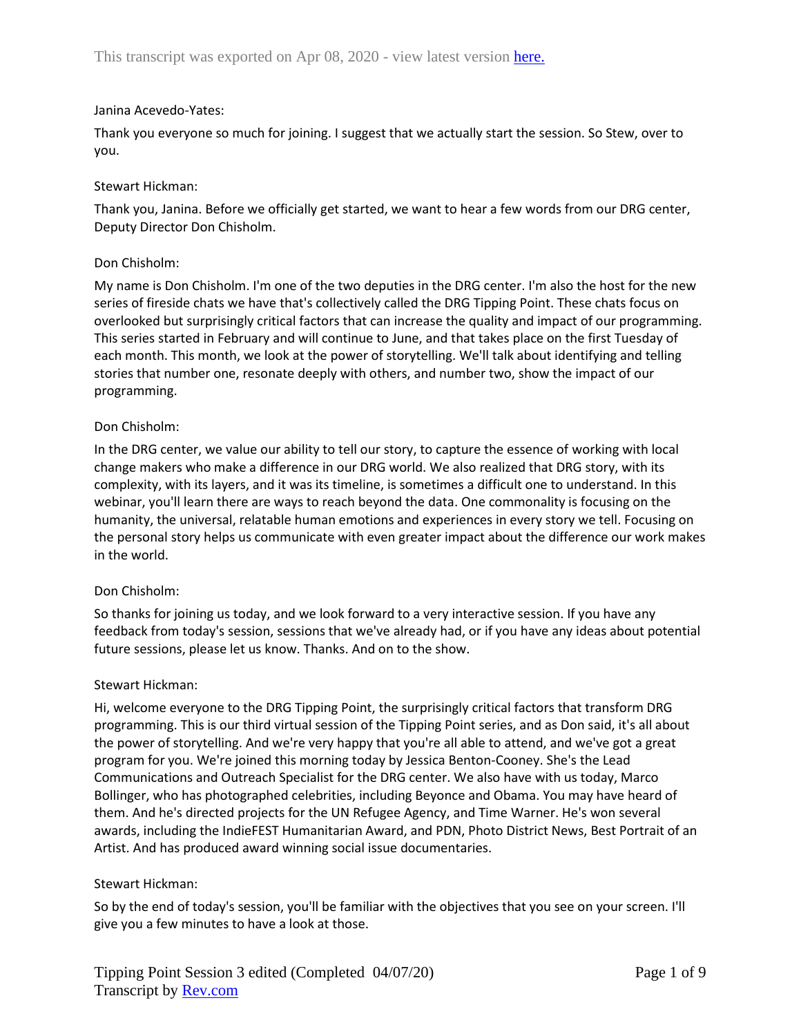Janina Acevedo-Yates:

Thank you everyone so much for joining. I suggest that we actually start the session. So Stew, over to you.

Stewart Hickman:

Thank you, Janina. Before we officially get started, we want to hear a few words from our DRG center, Deputy Director Don Chisholm.

Don Chisholm:

My name is Don Chisholm. I'm one of the two deputies in the DRG center. I'm also the host for the new series of fireside chats we have that's collectively called the DRG Tipping Point. These chats focus on overlooked but surprisingly critical factors that can increase the quality and impact of our programming. This series started in February and will continue to June, and that takes place on the first Tuesday of each month. This month, we look at the power of storytelling. We'll talk about identifying and telling stories that number one, resonate deeply with others, and number two, show the impact of our programming.

Don Chisholm:

In the DRG center, we value our ability to tell our story, to capture the essence of working with local change makers who make a difference in our DRG world. We also realized that DRG story, with its complexity, with its layers, and it was its timeline, is sometimes a difficult one to understand. In this webinar, you'll learn there are ways to reach beyond the data. One commonality is focusing on the humanity, the universal, relatable human emotions and experiences in every story we tell. Focusing on the personal story helps us communicate with even greater impact about the difference our work makes in the world.

Don Chisholm:

So thanks for joining us today, and we look forward to a very interactive session. If you have any feedback from today's session, sessions that we've already had, or if you have any ideas about potential future sessions, please let us know. Thanks. And on to the show.

Stewart Hickman:

Hi, welcome everyone to the DRG Tipping Point, the surprisingly critical factors that transform DRG programming. This is our third virtual session of the Tipping Point series, and as Don said, it's all about the power of storytelling. And we're very happy that you're all able to attend, and we've got a great program for you. We're joined this morning today by Jessica Benton-Cooney. She's the Lead Communications and Outreach Specialist for the DRG center. We also have with us today, Marco Bollinger, who has photographed celebrities, including Beyonce and Obama. You may have heard of them. And he's directed projects for the UN Refugee Agency, and Time Warner. He's won several awards, including the IndieFEST Humanitarian Award, and PDN, Photo District News, Best Portrait of an Artist. And has produced award winning social issue documentaries.

Stewart Hickman:

So by the end of today's session, you'll be familiar with the objectives that you see on your screen. I'll give you a few minutes to have a look at those.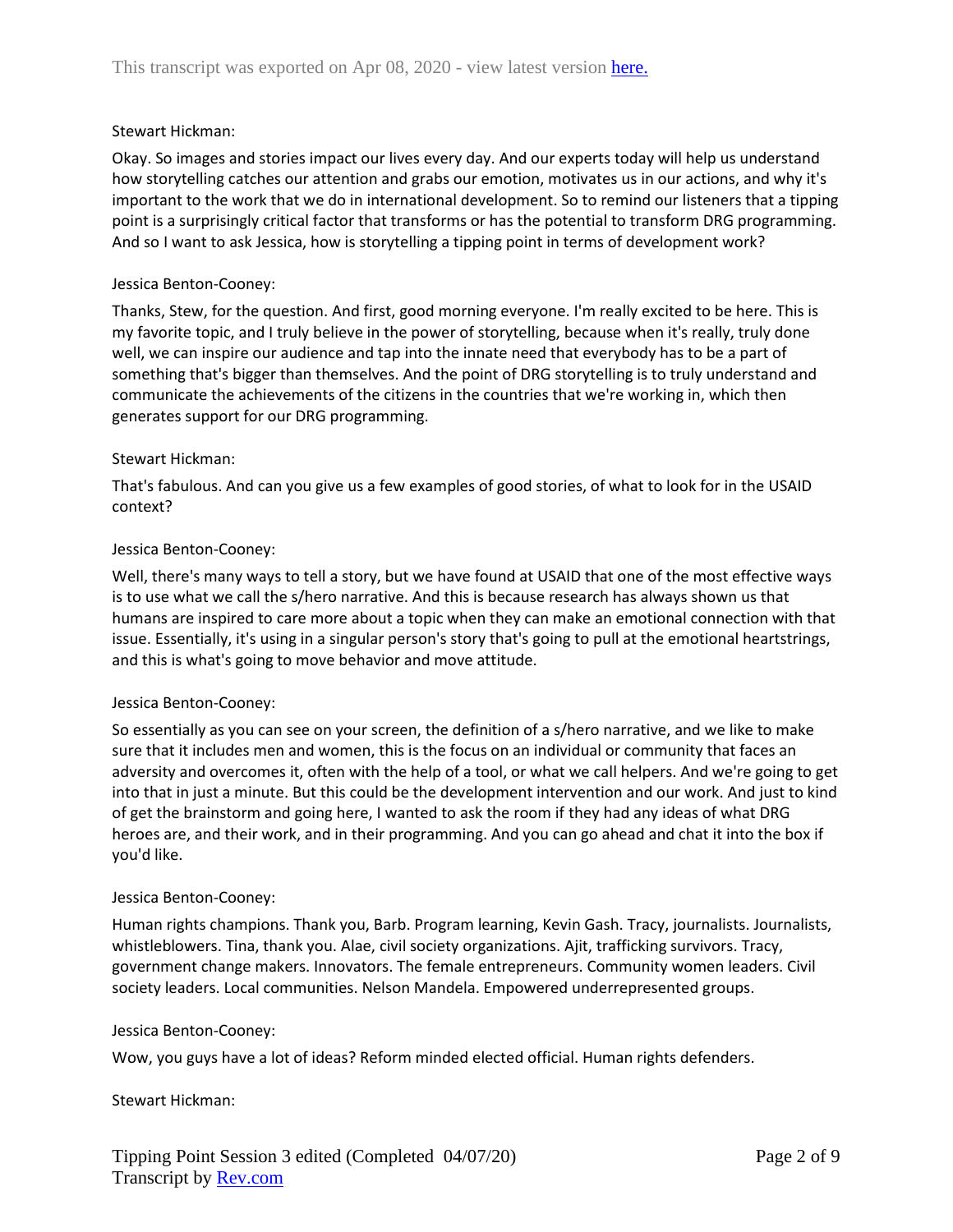Stewart Hickman:

Okay. So images and stories impact our lives every day. And our experts today will help us understand how storytelling catches our attention and grabs our emotion, motivates us in our actions, and why it's important to the work that we do in international development. So to remind our listeners that a tipping point is a surprisingly critical factor that transforms or has the potential to transform DRG programming. And so I want to ask Jessica, how is storytelling a tipping point in terms of development work?

Jessica Benton-Cooney:

Thanks, Stew, for the question. And first, good morning everyone. I'm really excited to be here. This is my favorite topic, and I truly believe in the power of storytelling, because when it's really, truly done well, we can inspire our audience and tap into the innate need that everybody has to be a part of something that's bigger than themselves. And the point of DRG storytelling is to truly understand and communicate the achievements of the citizens in the countries that we're working in, which then generates support for our DRG programming.

Stewart Hickman:

That's fabulous. And can you give us a few examples of good stories, of what to look for in the USAID context?

Jessica Benton-Cooney:

Well, there's many ways to tell a story, but we have found at USAID that one of the most effective ways is to use what we call the s/hero narrative. And this is because research has always shown us that humans are inspired to care more about a topic when they can make an emotional connection with that issue. Essentially, it's using in a singular person's story that's going to pull at the emotional heartstrings, and this is what's going to move behavior and move attitude.

Jessica Benton-Cooney:

So essentially as you can see on your screen, the definition of a s/hero narrative, and we like to make sure that it includes men and women, this is the focus on an individual or community that faces an adversity and overcomes it, often with the help of a tool, or what we call helpers. And we're going to get into that in just a minute. But this could be the development intervention and our work. And just to kind of get the brainstorm and going here, I wanted to ask the room if they had any ideas of what DRG heroes are, and their work, and in their programming. And you can go ahead and chat it into the box if you'd like.

Jessica Benton-Cooney:

Human rights champions. Thank you, Barb. Program learning, Kevin Gash. Tracy, journalists. Journalists, whistleblowers. Tina, thank you. Alae, civil society organizations. Ajit, trafficking survivors. Tracy, government change makers. Innovators. The female entrepreneurs. Community women leaders. Civil society leaders. Local communities. Nelson Mandela. Empowered underrepresented groups.

Jessica Benton-Cooney:

Wow, you guys have a lot of ideas? Reform minded elected official. Human rights defenders.

Stewart Hickman: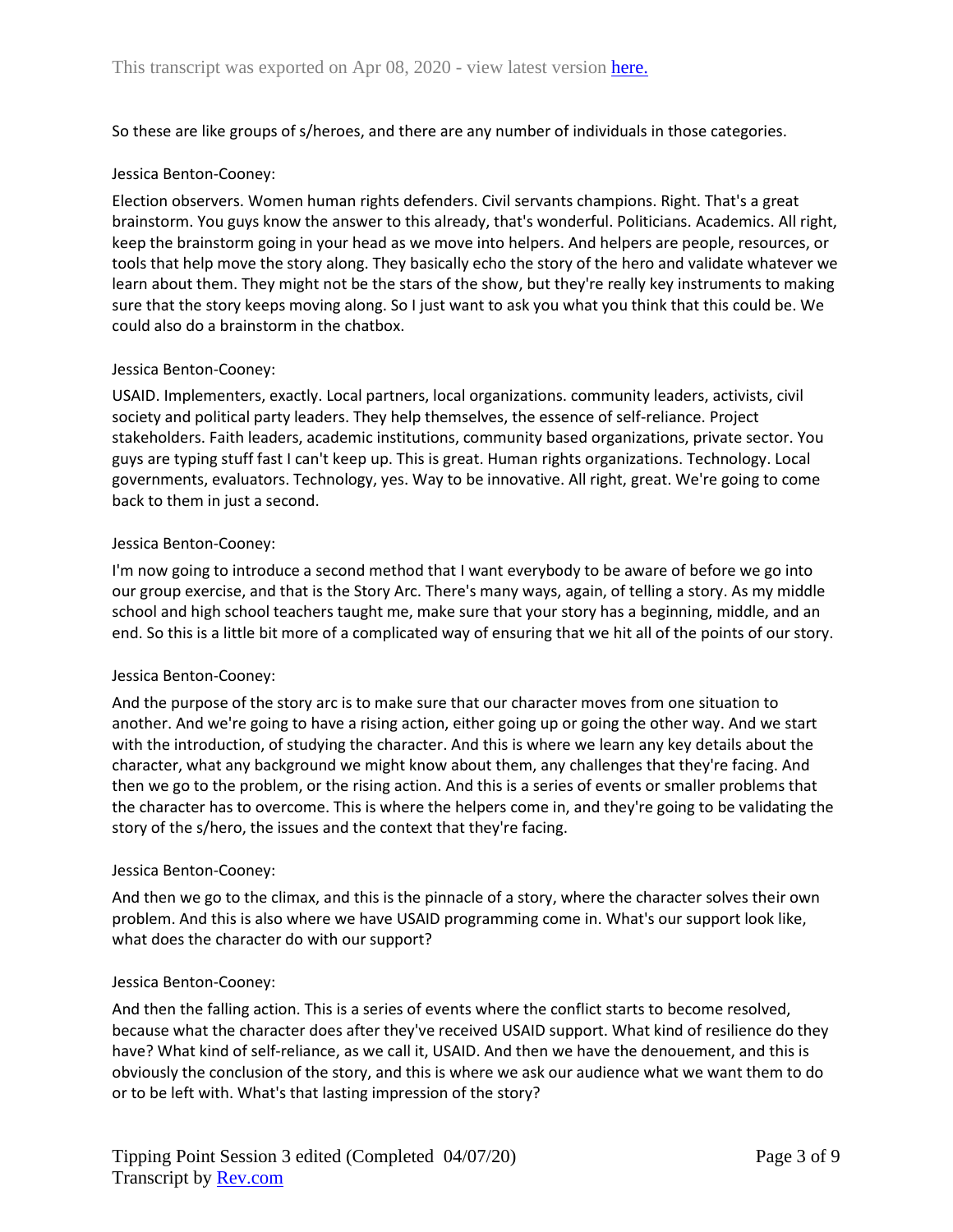So these are like groups of s/heroes, and there are any number of individuals in those categories.

Jessica Benton-Cooney:

Election observers. Women human rights defenders. Civil servants champions. Right. That's a great brainstorm. You guys know the answer to this already, that's wonderful. Politicians. Academics. All right, keep the brainstorm going in your head as we move into helpers. And helpers are people, resources, or tools that help move the story along. They basically echo the story of the hero and validate whatever we learn about them. They might not be the stars of the show, but they're really key instruments to making sure that the story keeps moving along. So I just want to ask you what you think that this could be. We could also do a brainstorm in the chatbox.

Jessica Benton-Cooney:

USAID. Implementers, exactly. Local partners, local organizations. community leaders, activists, civil society and political party leaders. They help themselves, the essence of self-reliance. Project stakeholders. Faith leaders, academic institutions, community based organizations, private sector. You guys are typing stuff fast I can't keep up. This is great. Human rights organizations. Technology. Local governments, evaluators. Technology, yes. Way to be innovative. All right, great. We're going to come back to them in just a second.

Jessica Benton-Cooney:

I'm now going to introduce a second method that I want everybody to be aware of before we go into our group exercise, and that is the Story Arc. There's many ways, again, of telling a story. As my middle school and high school teachers taught me, make sure that your story has a beginning, middle, and an end. So this is a little bit more of a complicated way of ensuring that we hit all of the points of our story.

Jessica Benton-Cooney:

And the purpose of the story arc is to make sure that our character moves from one situation to another. And we're going to have a rising action, either going up or going the other way. And we start with the introduction, of studying the character. And this is where we learn any key details about the character, what any background we might know about them, any challenges that they're facing. And then we go to the problem, or the rising action. And this is a series of events or smaller problems that the character has to overcome. This is where the helpers come in, and they're going to be validating the story of the s/hero, the issues and the context that they're facing.

Jessica Benton-Cooney:

And then we go to the climax, and this is the pinnacle of a story, where the character solves their own problem. And this is also where we have USAID programming come in. What's our support look like, what does the character do with our support?

Jessica Benton-Cooney:

And then the falling action. This is a series of events where the conflict starts to become resolved, because what the character does after they've received USAID support. What kind of resilience do they have? What kind of self-reliance, as we call it, USAID. And then we have the denouement, and this is obviously the conclusion of the story, and this is where we ask our audience what we want them to do or to be left with. What's that lasting impression of the story?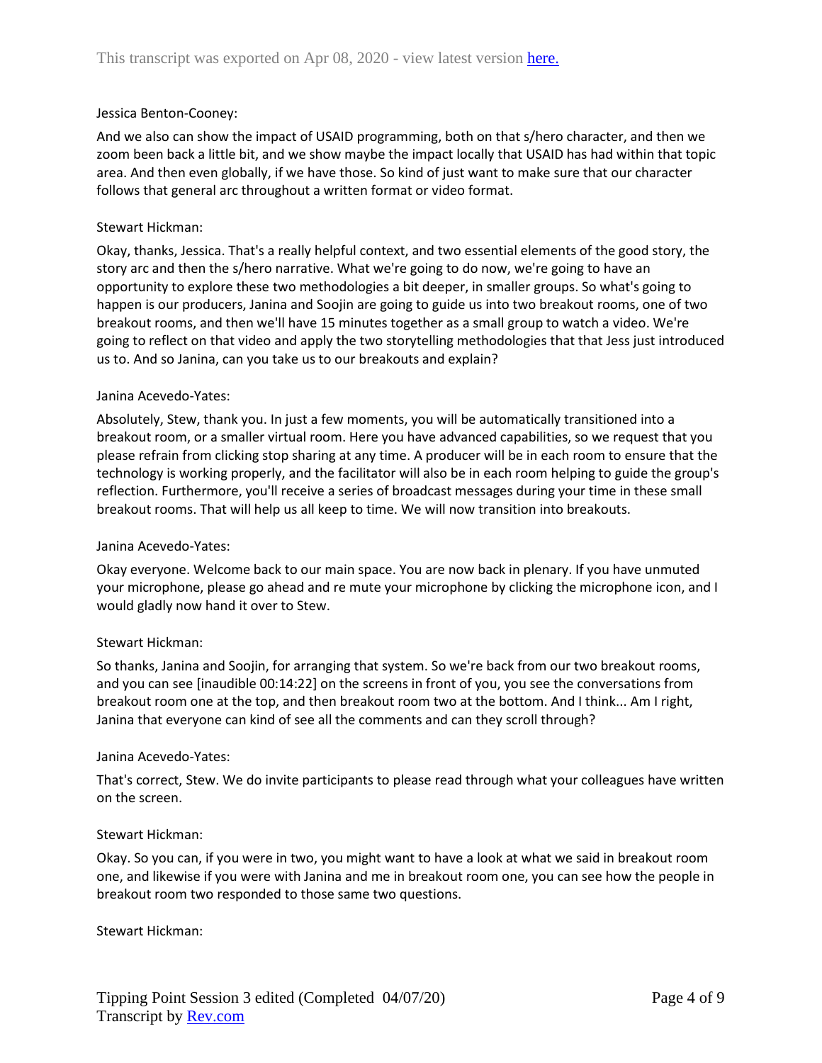Jessica Benton-Cooney:

And we also can show the impact of USAID programming, both on that s/hero character, and then we zoom been back a little bit, and we show maybe the impact locally that USAID has had within that topic area. And then even globally, if we have those. So kind of just want to make sure that our character follows that general arc throughout a written format or video format.

Stewart Hickman:

Okay, thanks, Jessica. That's a really helpful context, and two essential elements of the good story, the story arc and then the s/hero narrative. What we're going to do now, we're going to have an opportunity to explore these two methodologies a bit deeper, in smaller groups. So what's going to happen is our producers, Janina and Soojin are going to guide us into two breakout rooms, one of two breakout rooms, and then we'll have 15 minutes together as a small group to watch a video. We're going to reflect on that video and apply the two storytelling methodologies that that Jess just introduced us to. And so Janina, can you take us to our breakouts and explain?

Janina Acevedo-Yates:

Absolutely, Stew, thank you. In just a few moments, you will be automatically transitioned into a breakout room, or a smaller virtual room. Here you have advanced capabilities, so we request that you please refrain from clicking stop sharing at any time. A producer will be in each room to ensure that the technology is working properly, and the facilitator will also be in each room helping to guide the group's reflection. Furthermore, you'll receive a series of broadcast messages during your time in these small breakout rooms. That will help us all keep to time. We will now transition into breakouts.

Janina Acevedo-Yates:

Okay everyone. Welcome back to our main space. You are now back in plenary. If you have unmuted your microphone, please go ahead and re mute your microphone by clicking the microphone icon, and I would gladly now hand it over to Stew.

Stewart Hickman:

So thanks, Janina and Soojin, for arranging that system. So we're back from our two breakout rooms, and you can see [inaudible 00:14:22] on the screens in front of you, you see the conversations from breakout room one at the top, and then breakout room two at the bottom. And I think... Am I right, Janina that everyone can kind of see all the comments and can they scroll through?

Janina Acevedo-Yates:

That's correct, Stew. We do invite participants to please read through what your colleagues have written on the screen.

Stewart Hickman:

Okay. So you can, if you were in two, you might want to have a look at what we said in breakout room one, and likewise if you were with Janina and me in breakout room one, you can see how the people in breakout room two responded to those same two questions.

Stewart Hickman: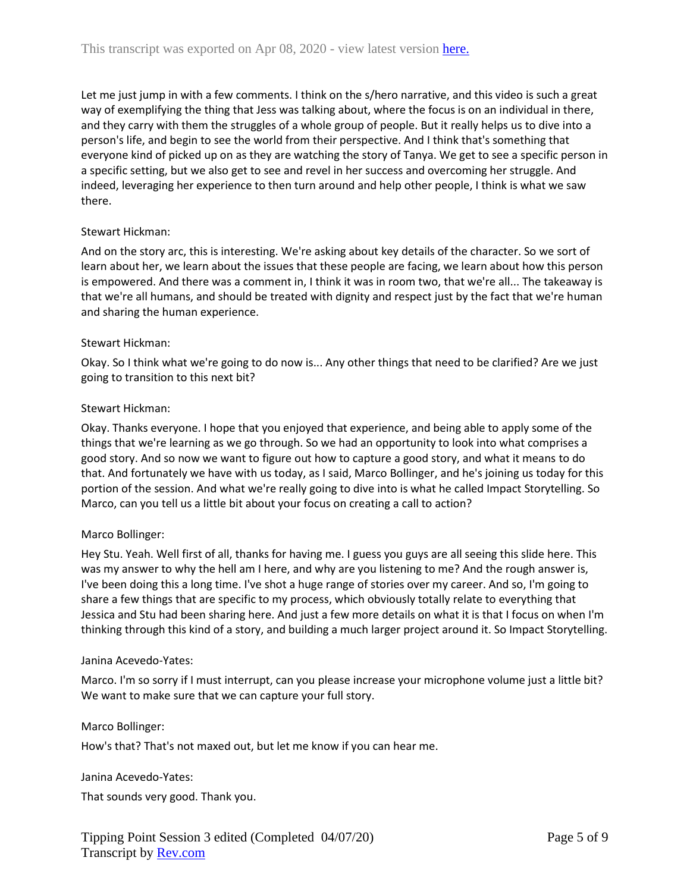Let me just jump in with a few comments. I think on the s/hero narrative, and this video is such a great way of exemplifying the thing that Jess was talking about, where the focus is on an individual in there, and they carry with them the struggles of a whole group of people. But it really helps us to dive into a person's life, and begin to see the world from their perspective. And I think that's something that everyone kind of picked up on as they are watching the story of Tanya. We get to see a specific person in a specific setting, but we also get to see and revel in her success and overcoming her struggle. And indeed, leveraging her experience to then turn around and help other people, I think is what we saw there.

Stewart Hickman:

And on the story arc, this is interesting. We're asking about key details of the character. So we sort of learn about her, we learn about the issues that these people are facing, we learn about how this person is empowered. And there was a comment in, I think it was in room two, that we're all... The takeaway is that we're all humans, and should be treated with dignity and respect just by the fact that we're human and sharing the human experience.

Stewart Hickman:

Okay. So I think what we're going to do now is... Any other things that need to be clarified? Are we just going to transition to this next bit?

Stewart Hickman:

Okay. Thanks everyone. I hope that you enjoyed that experience, and being able to apply some of the things that we're learning as we go through. So we had an opportunity to look into what comprises a good story. And so now we want to figure out how to capture a good story, and what it means to do that. And fortunately we have with us today, as I said, Marco Bollinger, and he's joining us today for this portion of the session. And what we're really going to dive into is what he called Impact Storytelling. So Marco, can you tell us a little bit about your focus on creating a call to action?

Marco Bollinger:

Hey Stu. Yeah. Well first of all, thanks for having me. I guess you guys are all seeing this slide here. This was my answer to why the hell am I here, and why are you listening to me? And the rough answer is, I've been doing this a long time. I've shot a huge range of stories over my career. And so, I'm going to share a few things that are specific to my process, which obviously totally relate to everything that Jessica and Stu had been sharing here. And just a few more details on what it is that I focus on when I'm thinking through this kind of a story, and building a much larger project around it. So Impact Storytelling.

Janina Acevedo-Yates:

Marco. I'm so sorry if I must interrupt, can you please increase your microphone volume just a little bit? We want to make sure that we can capture your full story.

Marco Bollinger:

How's that? That's not maxed out, but let me know if you can hear me.

Janina Acevedo-Yates:

That sounds very good. Thank you.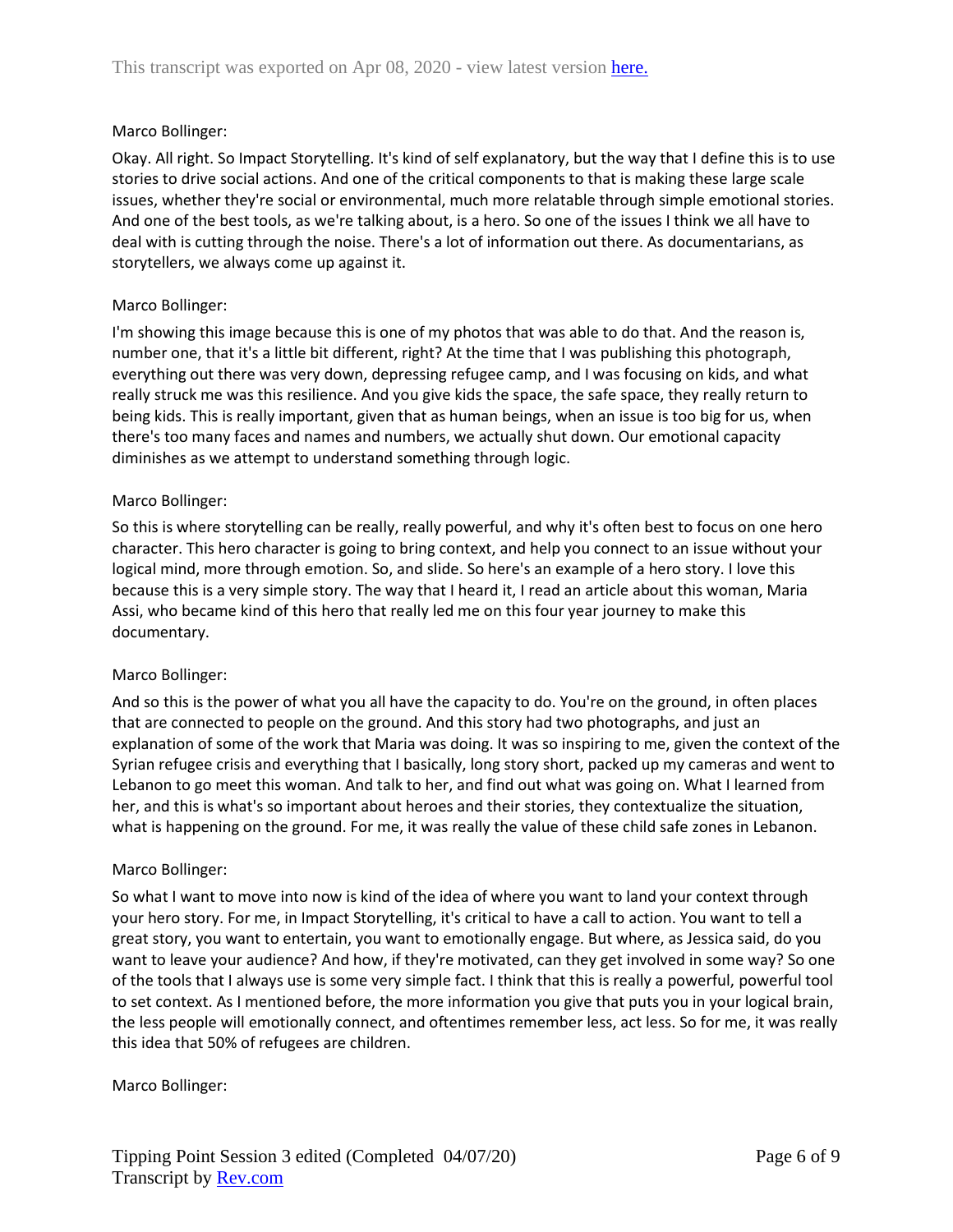Marco Bollinger:

Okay. All right. So Impact Storytelling. It's kind of self explanatory, but the way that I define this is to use stories to drive social actions. And one of the critical components to that is making these large scale issues, whether they're social or environmental, much more relatable through simple emotional stories. And one of the best tools, as we're talking about, is a hero. So one of the issues I think we all have to deal with is cutting through the noise. There's a lot of information out there. As documentarians, as storytellers, we always come up against it.

Marco Bollinger:

I'm showing this image because this is one of my photos that was able to do that. And the reason is, number one, that it's a little bit different, right? At the time that I was publishing this photograph, everything out there was very down, depressing refugee camp, and I was focusing on kids, and what really struck me was this resilience. And you give kids the space, the safe space, they really return to being kids. This is really important, given that as human beings, when an issue is too big for us, when there's too many faces and names and numbers, we actually shut down. Our emotional capacity diminishes as we attempt to understand something through logic.

Marco Bollinger:

So this is where storytelling can be really, really powerful, and why it's often best to focus on one hero character. This hero character is going to bring context, and help you connect to an issue without your logical mind, more through emotion. So, and slide. So here's an example of a hero story. I love this because this is a very simple story. The way that I heard it, I read an article about this woman, Maria Assi, who became kind of this hero that really led me on this four year journey to make this documentary.

Marco Bollinger:

And so this is the power of what you all have the capacity to do. You're on the ground, in often places that are connected to people on the ground. And this story had two photographs, and just an explanation of some of the work that Maria was doing. It was so inspiring to me, given the context of the Syrian refugee crisis and everything that I basically, long story short, packed up my cameras and went to Lebanon to go meet this woman. And talk to her, and find out what was going on. What I learned from her, and this is what's so important about heroes and their stories, they contextualize the situation, what is happening on the ground. For me, it was really the value of these child safe zones in Lebanon.

Marco Bollinger:

So what I want to move into now is kind of the idea of where you want to land your context through your hero story. For me, in Impact Storytelling, it's critical to have a call to action. You want to tell a great story, you want to entertain, you want to emotionally engage. But where, as Jessica said, do you want to leave your audience? And how, if they're motivated, can they get involved in some way? So one of the tools that I always use is some very simple fact. I think that this is really a powerful, powerful tool to set context. As I mentioned before, the more information you give that puts you in your logical brain, the less people will emotionally connect, and oftentimes remember less, act less. So for me, it was really this idea that 50% of refugees are children.

Marco Bollinger: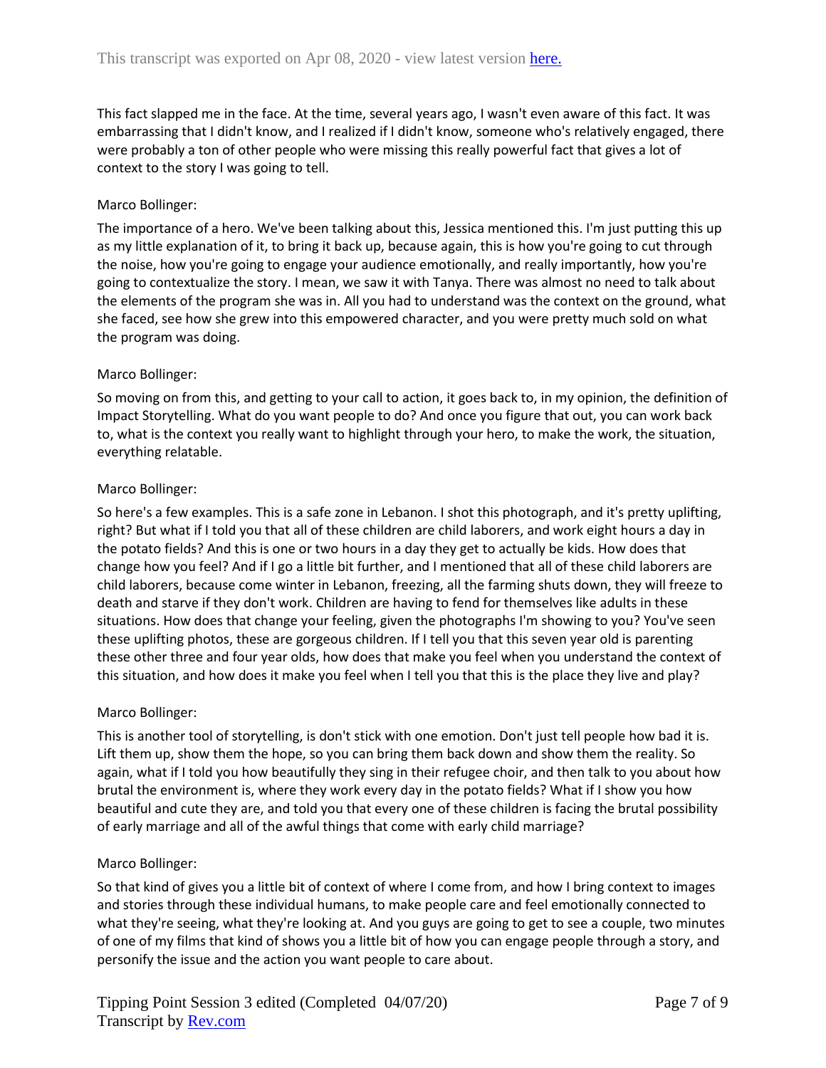This fact slapped me in the face. At the time, several years ago, I wasn't even aware of this fact. It was embarrassing that I didn't know, and I realized if I didn't know, someone who's relatively engaged, there were probably a ton of other people who were missing this really powerful fact that gives a lot of context to the story I was going to tell.

Marco Bollinger:

The importance of a hero. We've been talking about this, Jessica mentioned this. I'm just putting this up as my little explanation of it, to bring it back up, because again, this is how you're going to cut through the noise, how you're going to engage your audience emotionally, and really importantly, how you're going to contextualize the story. I mean, we saw it with Tanya. There was almost no need to talk about the elements of the program she was in. All you had to understand was the context on the ground, what she faced, see how she grew into this empowered character, and you were pretty much sold on what the program was doing.

Marco Bollinger:

So moving on from this, and getting to your call to action, it goes back to, in my opinion, the definition of Impact Storytelling. What do you want people to do? And once you figure that out, you can work back to, what is the context you really want to highlight through your hero, to make the work, the situation, everything relatable.

Marco Bollinger:

So here's a few examples. This is a safe zone in Lebanon. I shot this photograph, and it's pretty uplifting, right? But what if I told you that all of these children are child laborers, and work eight hours a day in the potato fields? And this is one or two hours in a day they get to actually be kids. How does that change how you feel? And if I go a little bit further, and I mentioned that all of these child laborers are child laborers, because come winter in Lebanon, freezing, all the farming shuts down, they will freeze to death and starve if they don't work. Children are having to fend for themselves like adults in these situations. How does that change your feeling, given the photographs I'm showing to you? You've seen these uplifting photos, these are gorgeous children. If I tell you that this seven year old is parenting these other three and four year olds, how does that make you feel when you understand the context of this situation, and how does it make you feel when I tell you that this is the place they live and play?

Marco Bollinger:

This is another tool of storytelling, is don't stick with one emotion. Don't just tell people how bad it is. Lift them up, show them the hope, so you can bring them back down and show them the reality. So again, what if I told you how beautifully they sing in their refugee choir, and then talk to you about how brutal the environment is, where they work every day in the potato fields? What if I show you how beautiful and cute they are, and told you that every one of these children is facing the brutal possibility of early marriage and all of the awful things that come with early child marriage?

Marco Bollinger:

So that kind of gives you a little bit of context of where I come from, and how I bring context to images and stories through these individual humans, to make people care and feel emotionally connected to what they're seeing, what they're looking at. And you guys are going to get to see a couple, two minutes of one of my films that kind of shows you a little bit of how you can engage people through a story, and personify the issue and the action you want people to care about.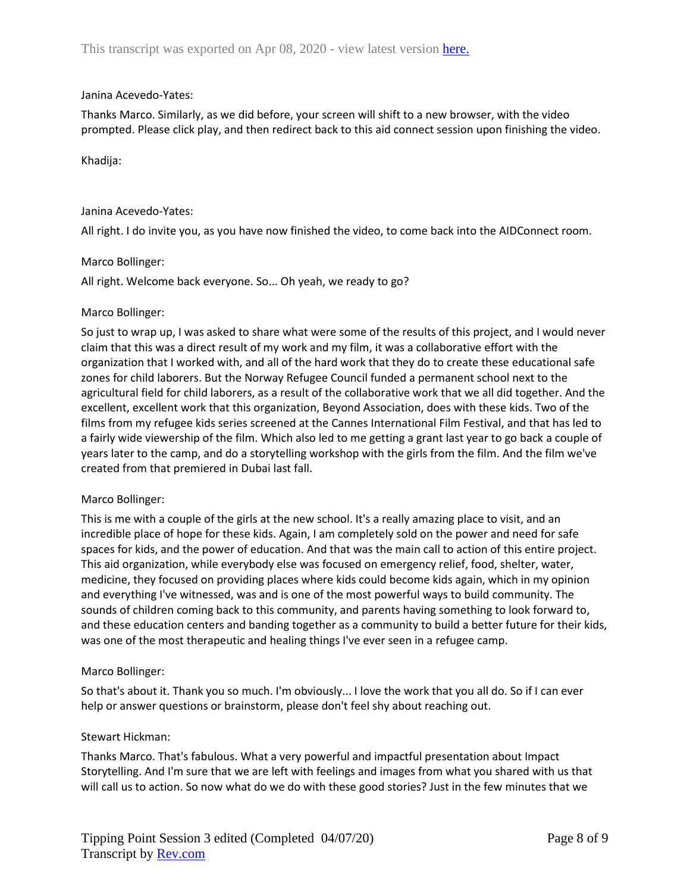Janina Acevedo-Yates:

Thanks Marco. Similarly, as we did before, your screen will shift to a new browser, with the video prompted. Please click play, and then redirect back to this aid connect session upon finishing the video.

Khadija:

Janina Acevedo-Yates:

All right. I do invite you, as you have now finished the video, to come back into the AIDConnect room.

Marco Bollinger:

All right. Welcome back everyone. So... Oh yeah, we ready to go?

Marco Bollinger:

So just to wrap up, I was asked to share what were some of the results of this project, and I would never claim that this was a direct result of my work and my film, it was a collaborative effort with the organization that I worked with, and all of the hard work that they do to create these educational safe zones for child laborers. But the Norway Refugee Council funded a permanent school next to the agricultural field for child laborers, as a result of the collaborative work that we all did together. And the excellent, excellent work that this organization, Beyond Association, does with these kids. Two of the films from my refugee kids series screened at the Cannes International Film Festival, and that has led to a fairly wide viewership of the film. Which also led to me getting a grant last year to go back a couple of years later to the camp, and do a storytelling workshop with the girls from the film. And the film we've created from that premiered in Dubai last fall.

Marco Bollinger:

This is me with a couple of the girls at the new school. It's a really amazing place to visit, and an incredible place of hope for these kids. Again, I am completely sold on the power and need for safe spaces for kids, and the power of education. And that was the main call to action of this entire project. This aid organization, while everybody else was focused on emergency relief, food, shelter, water, medicine, they focused on providing places where kids could become kids again, which in my opinion and everything I've witnessed, was and is one of the most powerful ways to build community. The sounds of children coming back to this community, and parents having something to look forward to, and these education centers and banding together as a community to build a better future for their kids, was one of the most therapeutic and healing things I've ever seen in a refugee camp.

Marco Bollinger:

So that's about it. Thank you so much. I'm obviously... I love the work that you all do. So if I can ever help or answer questions or brainstorm, please don't feel shy about reaching out.

Stewart Hickman:

Thanks Marco. That's fabulous. What a very powerful and impactful presentation about Impact Storytelling. And I'm sure that we are left with feelings and images from what you shared with us that will call us to action. So now what do we do with these good stories? Just in the few minutes that we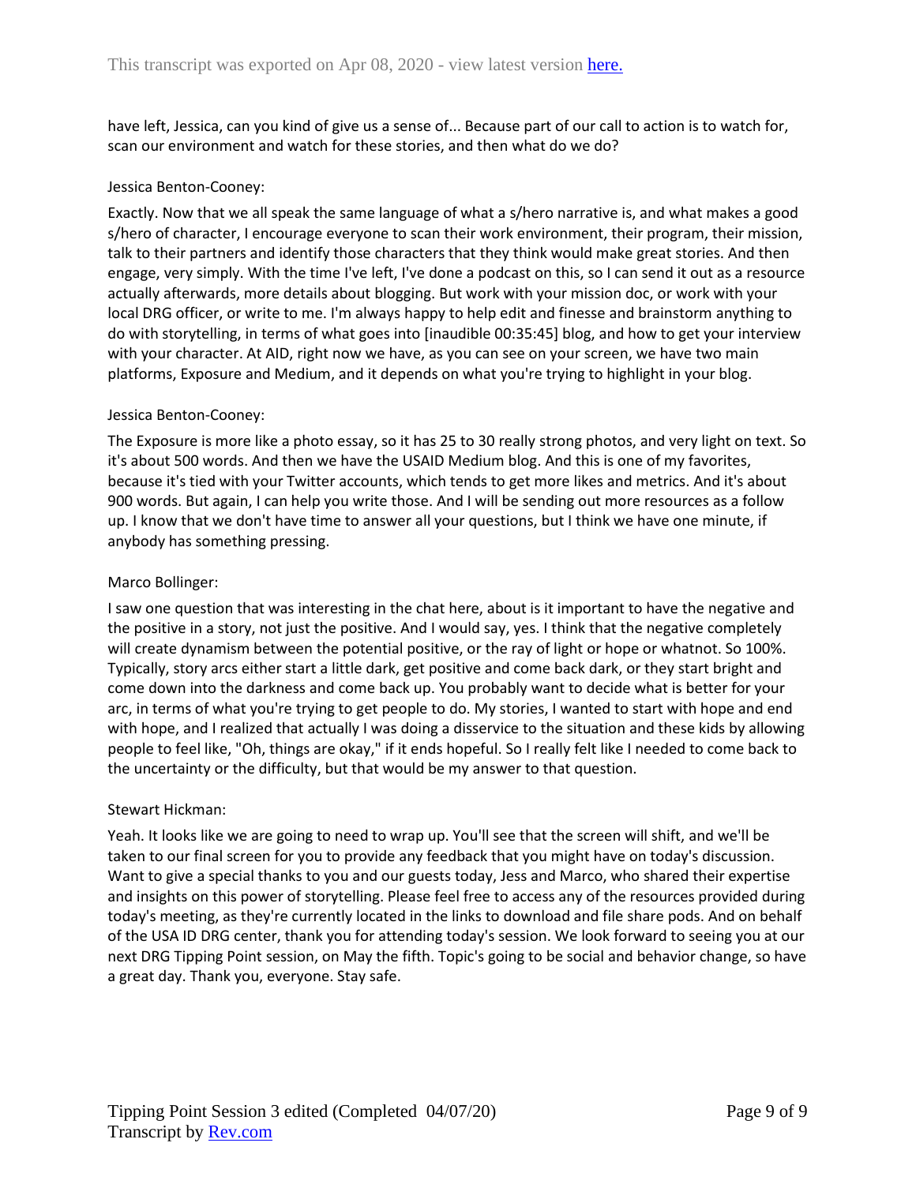have left, Jessica, can you kind of give us a sense of... Because part of our call to action is to watch for, scan our environment and watch for these stories, and then what do we do?

Jessica Benton-Cooney:

Exactly. Now that we all speak the same language of what a s/hero narrative is, and what makes a good s/hero of character, I encourage everyone to scan their work environment, their program, their mission, talk to their partners and identify those characters that they think would make great stories. And then engage, very simply. With the time I've left, I've done a podcast on this, so I can send it out as a resource actually afterwards, more details about blogging. But work with your mission doc, or work with your local DRG officer, or write to me. I'm always happy to help edit and finesse and brainstorm anything to do with storytelling, in terms of what goes into [inaudible 00:35:45] blog, and how to get your interview with your character. At AID, right now we have, as you can see on your screen, we have two main platforms, Exposure and Medium, and it depends on what you're trying to highlight in your blog.

Jessica Benton-Cooney:

The Exposure is more like a photo essay, so it has 25 to 30 really strong photos, and very light on text. So it's about 500 words. And then we have the USAID Medium blog. And this is one of my favorites, because it's tied with your Twitter accounts, which tends to get more likes and metrics. And it's about 900 words. But again, I can help you write those. And I will be sending out more resources as a follow up. I know that we don't have time to answer all your questions, but I think we have one minute, if anybody has something pressing.

Marco Bollinger:

I saw one question that was interesting in the chat here, about is it important to have the negative and the positive in a story, not just the positive. And I would say, yes. I think that the negative completely will create dynamism between the potential positive, or the ray of light or hope or whatnot. So 100%. Typically, story arcs either start a little dark, get positive and come back dark, or they start bright and come down into the darkness and come back up. You probably want to decide what is better for your arc, in terms of what you're trying to get people to do. My stories, I wanted to start with hope and end with hope, and I realized that actually I was doing a disservice to the situation and these kids by allowing people to feel like, "Oh, things are okay," if it ends hopeful. So I really felt like I needed to come back to the uncertainty or the difficulty, but that would be my answer to that question.

Stewart Hickman:

Yeah. It looks like we are going to need to wrap up. You'll see that the screen will shift, and we'll be taken to our final screen for you to provide any feedback that you might have on today's discussion. Want to give a special thanks to you and our guests today, Jess and Marco, who shared their expertise and insights on this power of storytelling. Please feel free to access any of the resources provided during today's meeting, as they're currently located in the links to download and file share pods. And on behalf of the USA ID DRG center, thank you for attending today's session. We look forward to seeing you at our next DRG Tipping Point session, on May the fifth. Topic's going to be social and behavior change, so have a great day. Thank you, everyone. Stay safe.